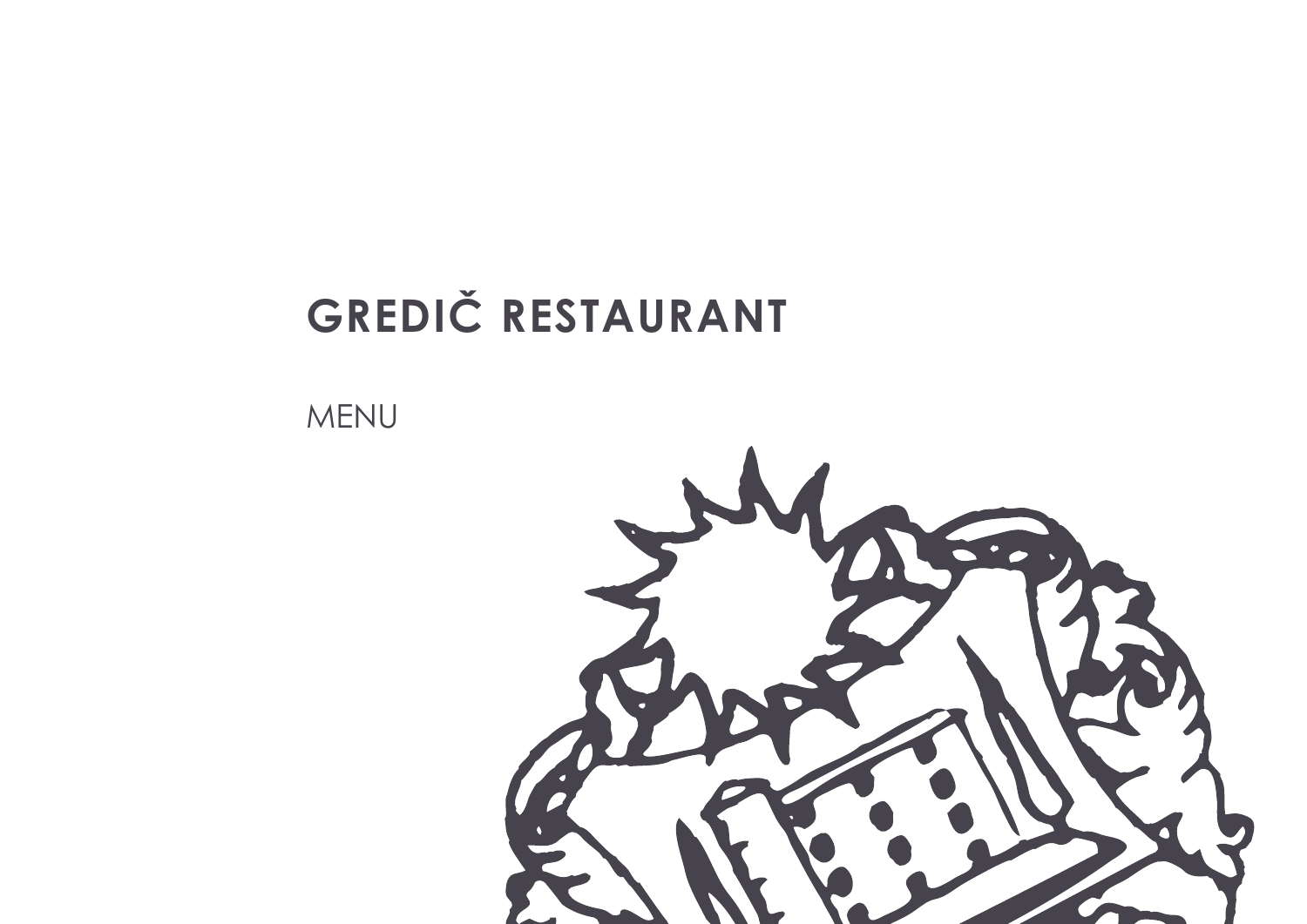# GREDIČ RESTAURANT

MENU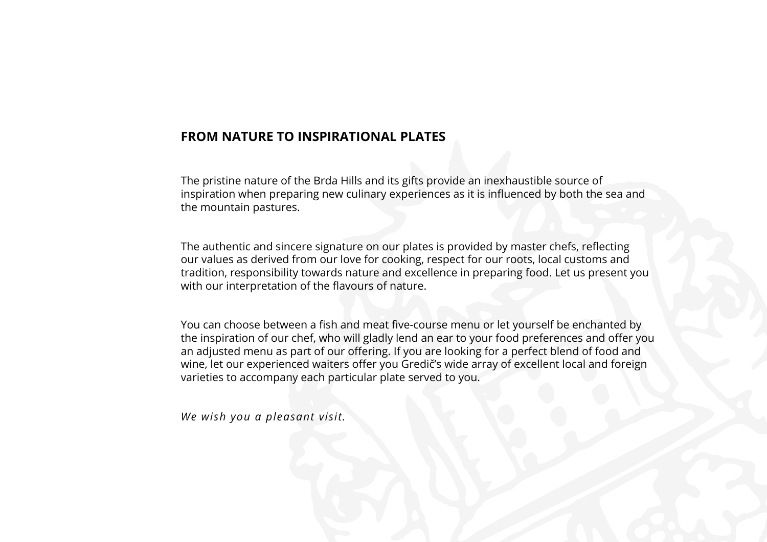## FROM NATURE TO INSPIRATIONAL PLATES

The pristine nature of the Brda Hills and its gifts provide an inexhaustible source of inspiration when preparing new culinary experiences as it is influenced by both the sea and the mountain pastures.

The authentic and sincere signature on our plates is provided by master chefs, reflecting our values as derived from our love for cooking, respect for our roots, local customs and tradition, responsibility towards nature and excellence in preparing food. Let us present you with our interpretation of the flavours of nature.

You can choose between a fish and meat five-course menu or let yourself be enchanted by the inspiration of our chef, who will gladly lend an ear to your food preferences and offer you an adjusted menu as part of our offering. If you are looking for a perfect blend of food and wine, let our experienced waiters offer you Gredič's wide array of excellent local and foreign varieties to accompany each particular plate served to you.

*We wish you a pleasant visit.*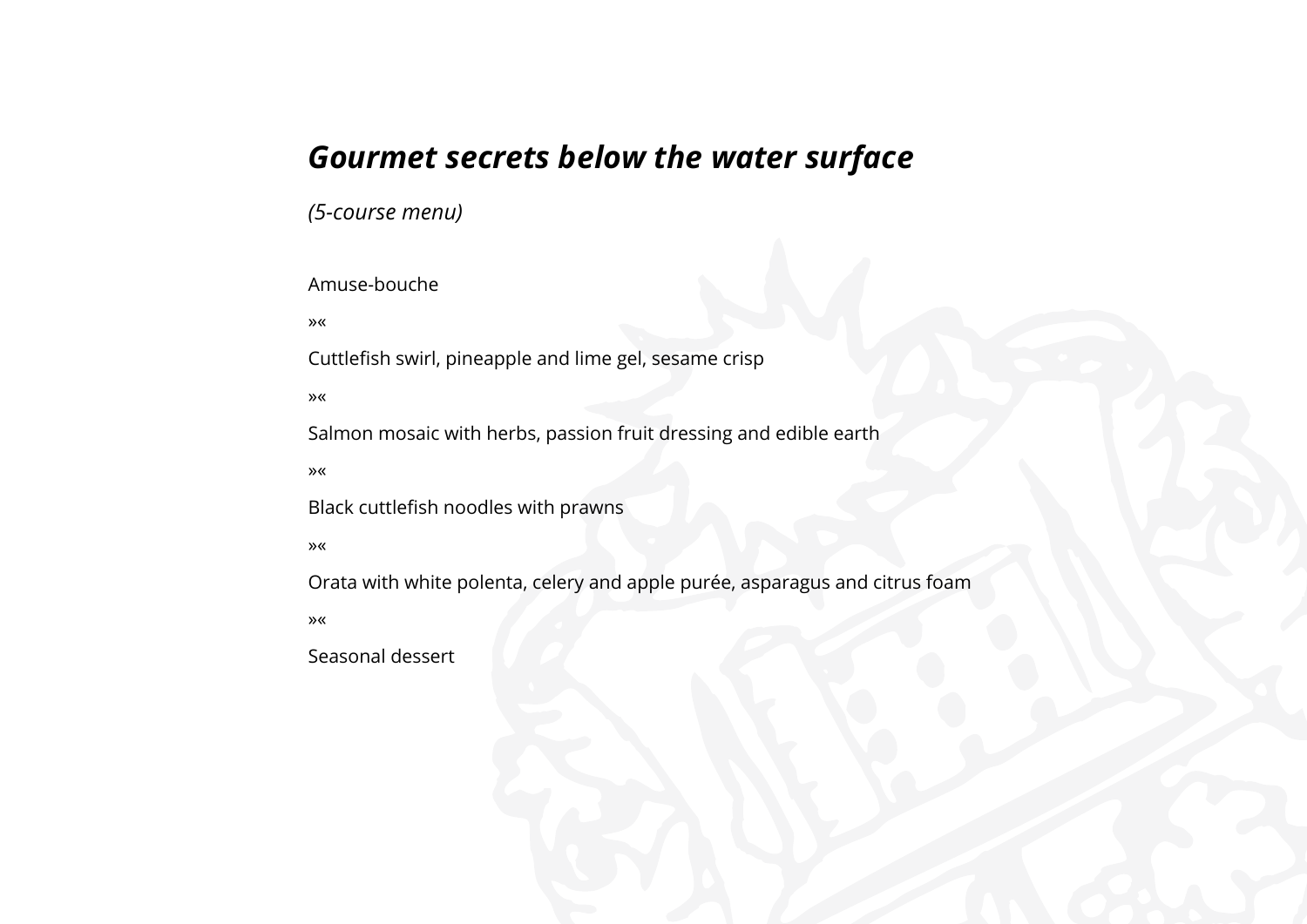## ***Gourmet secrets below the water surface***

*(5-course menu)*

Amuse-bouche

»«

Cuttlefish swirl, pineapple and lime gel, sesame crisp

»«

Salmon mosaic with herbs, passion fruit dressing and edible earth

»«

Black cuttlefish noodles with prawns

»«

Orata with white polenta, celery and apple purée, asparagus and citrus foam

»«

Seasonal dessert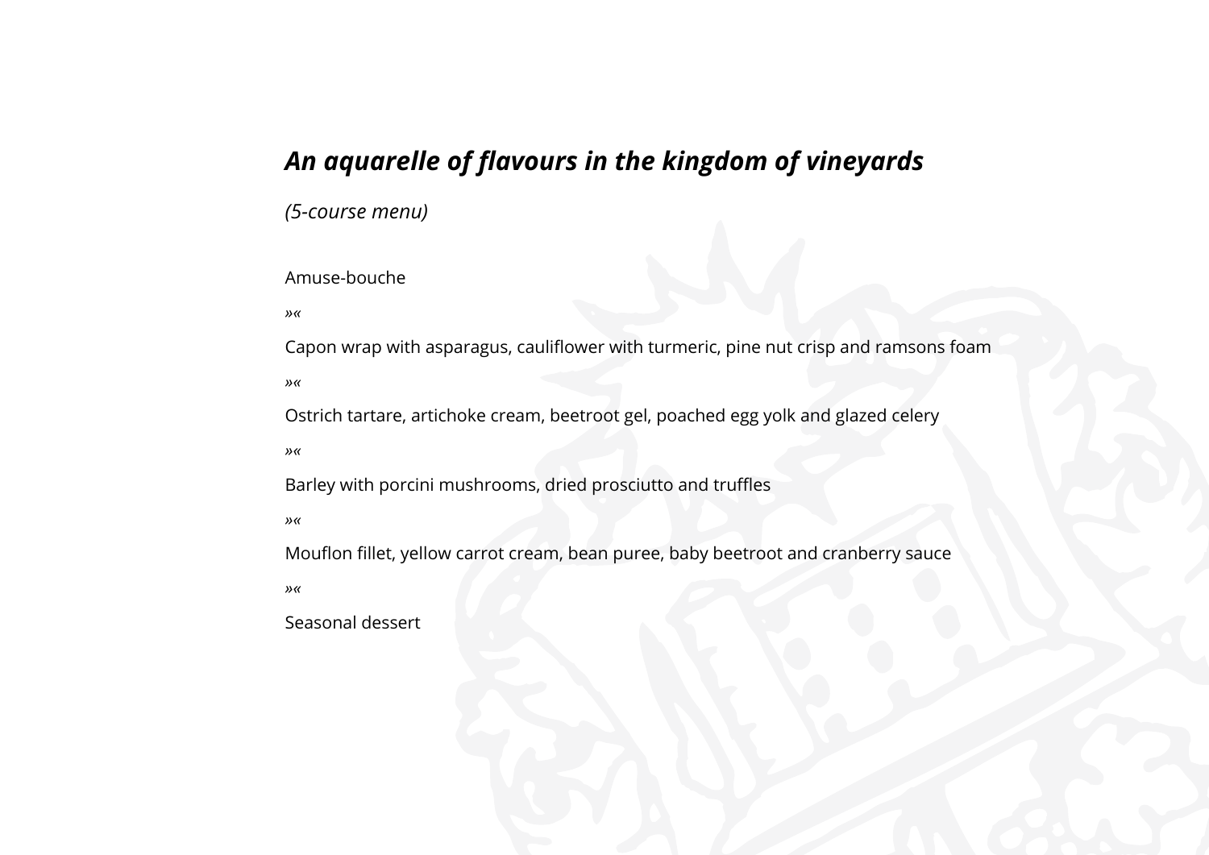## ***An aquarelle of flavours in the kingdom of vineyards***

*(5-course menu)*

Amuse-bouche

»«

Capon wrap with asparagus, cauliflower with turmeric, pine nut crisp and ramsons foam

»«

Ostrich tartare, artichoke cream, beetroot gel, poached egg yolk and glazed celery

»«

Barley with porcini mushrooms, dried prosciutto and truffles

»«

Mouflon fillet, yellow carrot cream, bean puree, baby beetroot and cranberry sauce

»«

Seasonal dessert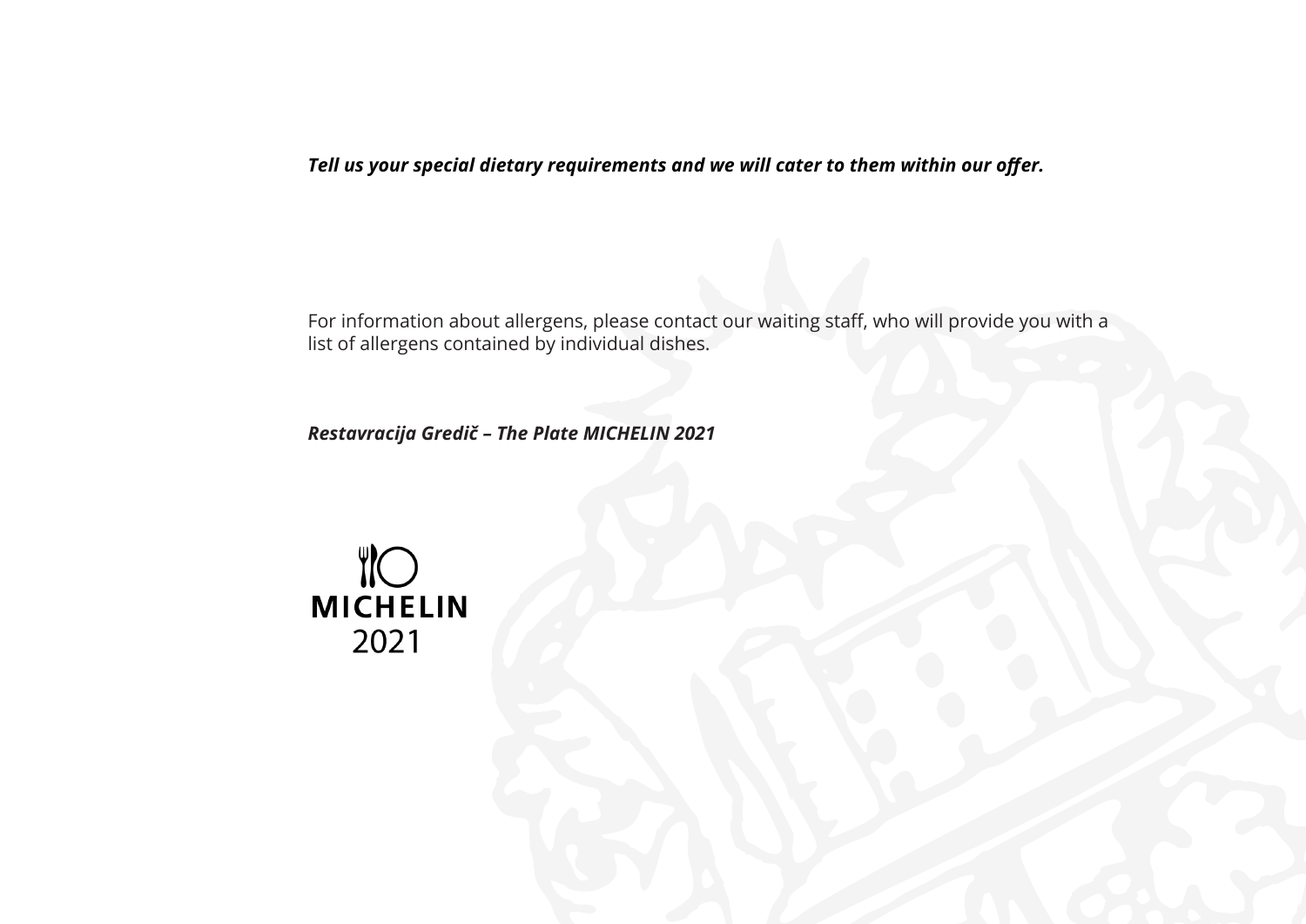***Tell us your special dietary requirements and we will cater to them within our offer.***

For information about allergens, please contact our waiting staff, who will provide you with a list of allergens contained by individual dishes.

***Restavracija Gredič – The Plate MICHELIN 2021***

**MICHELIN**
2021